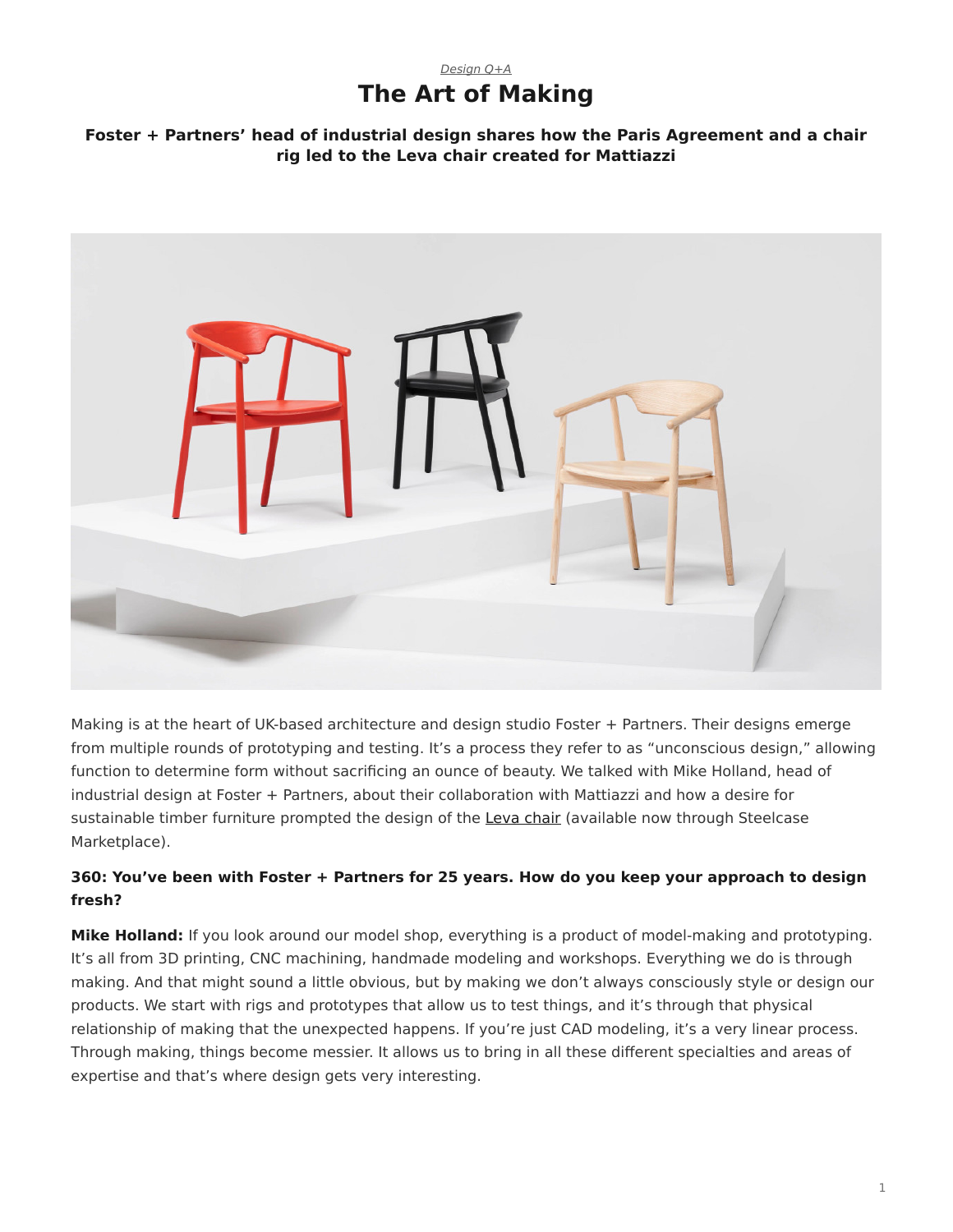*Design Q+A*

# The Art of Making

### Foster + Partners' head of industrial design shares how the Paris Agreement and a chair rig led to the Leva chair created for Mattiazzi

Making is at the heart of UK-based architecture and design studio Foster + Partners. Their designs emerge from multiple rounds of prototyping and testing. It's a process they refer to as "unconscious design," allowing function to determine form without sacrificing an ounce of beauty. We talked with Mike Holland, head of industrial design at Foster + Partners, about their collaboration with Mattiazzi and how a desire for sustainable timber furniture prompted the design of the Leva chair (available now through Steelcase Marketplace).

**360: You've been with Foster + Partners for 25 years. How do you keep your approach to design fresh?**

**Mike Holland:** If you look around our model shop, everything is a product of model-making and prototyping. It's all from 3D printing, CNC machining, handmade modeling and workshops. Everything we do is through making. And that might sound a little obvious, but by making we don't always consciously style or design our products. We start with rigs and prototypes that allow us to test things, and it's through that physical relationship of making that the unexpected happens. If you're just CAD modeling, it's a very linear process. Through making, things become messier. It allows us to bring in all these different specialties and areas of expertise and that's where design gets very interesting.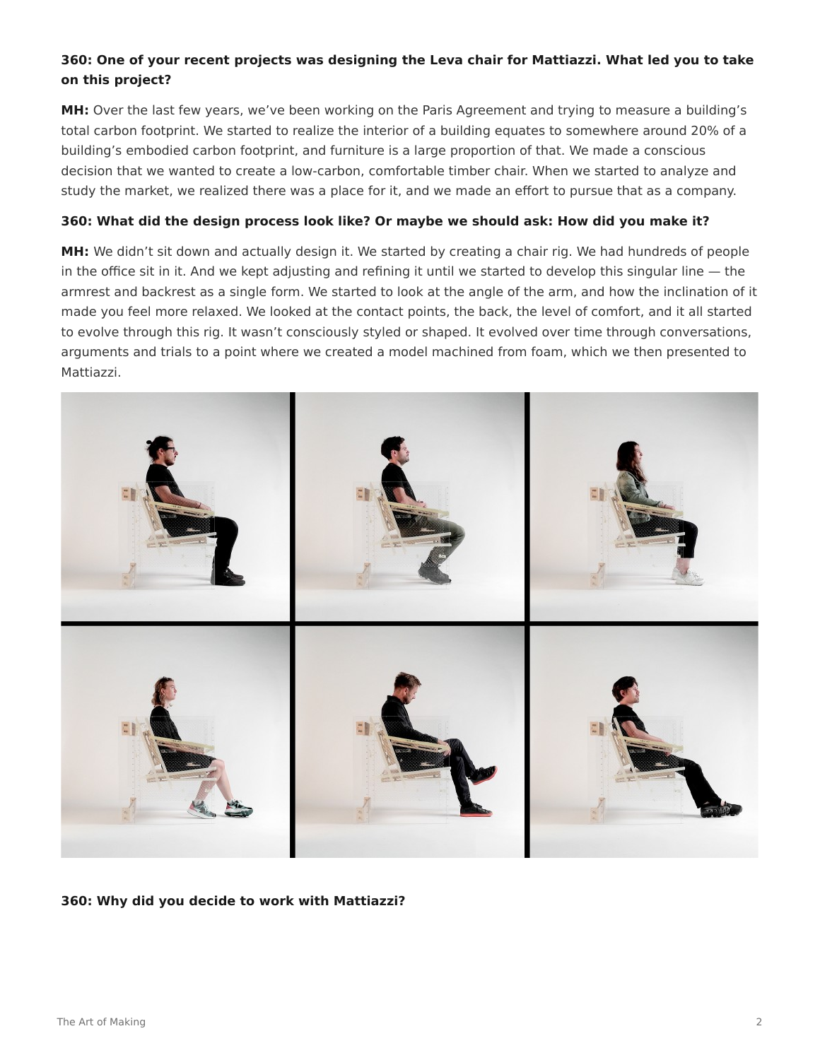**360: One of your recent projects was designing the Leva chair for Mattiazzi. What led you to take on this project?**

**MH:** Over the last few years, we've been working on the Paris Agreement and trying to measure a building's total carbon footprint. We started to realize the interior of a building equates to somewhere around 20% of a building's embodied carbon footprint, and furniture is a large proportion of that. We made a conscious decision that we wanted to create a low-carbon, comfortable timber chair. When we started to analyze and study the market, we realized there was a place for it, and we made an effort to pursue that as a company.

**360: What did the design process look like? Or maybe we should ask: How did you make it?**

**MH:** We didn't sit down and actually design it. We started by creating a chair rig. We had hundreds of people in the office sit in it. And we kept adjusting and refining it until we started to develop this singular line — the armrest and backrest as a single form. We started to look at the angle of the arm, and how the inclination of it made you feel more relaxed. We looked at the contact points, the back, the level of comfort, and it all started to evolve through this rig. It wasn't consciously styled or shaped. It evolved over time through conversations, arguments and trials to a point where we created a model machined from foam, which we then presented to Mattiazzi.

**360: Why did you decide to work with Mattiazzi?**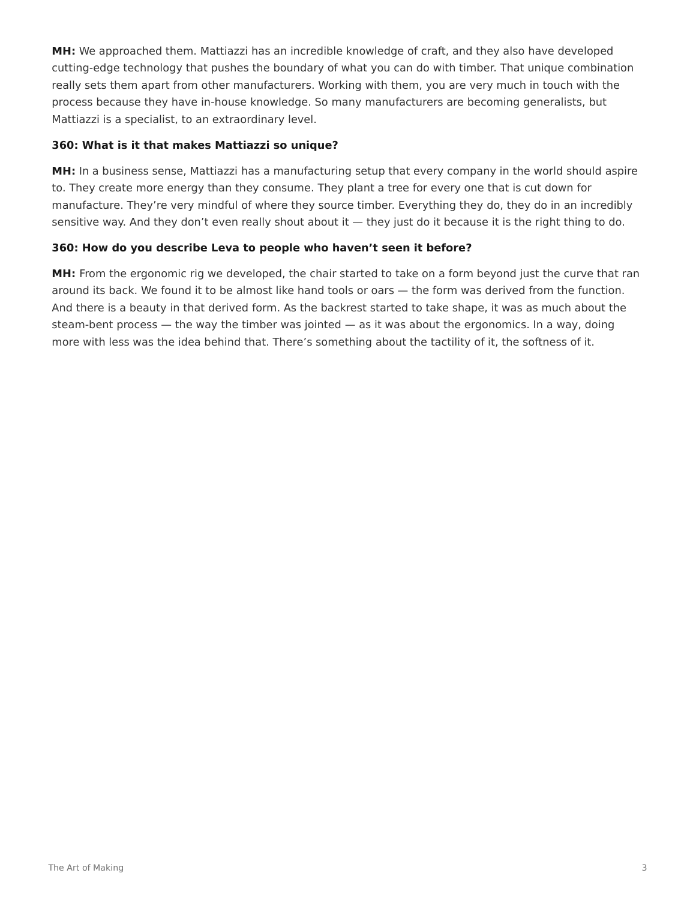**MH:** We approached them. Mattiazzi has an incredible knowledge of craft, and they also have developed cutting-edge technology that pushes the boundary of what you can do with timber. That unique combination really sets them apart from other manufacturers. Working with them, you are very much in touch with the process because they have in-house knowledge. So many manufacturers are becoming generalists, but Mattiazzi is a specialist, to an extraordinary level.

**360: What is it that makes Mattiazzi so unique?**

**MH:** In a business sense, Mattiazzi has a manufacturing setup that every company in the world should aspire to. They create more energy than they consume. They plant a tree for every one that is cut down for manufacture. They're very mindful of where they source timber. Everything they do, they do in an incredibly sensitive way. And they don't even really shout about it — they just do it because it is the right thing to do.

**360: How do you describe Leva to people who haven't seen it before?**

**MH:** From the ergonomic rig we developed, the chair started to take on a form beyond just the curve that ran around its back. We found it to be almost like hand tools or oars — the form was derived from the function. And there is a beauty in that derived form. As the backrest started to take shape, it was as much about the steam-bent process — the way the timber was jointed — as it was about the ergonomics. In a way, doing more with less was the idea behind that. There's something about the tactility of it, the softness of it.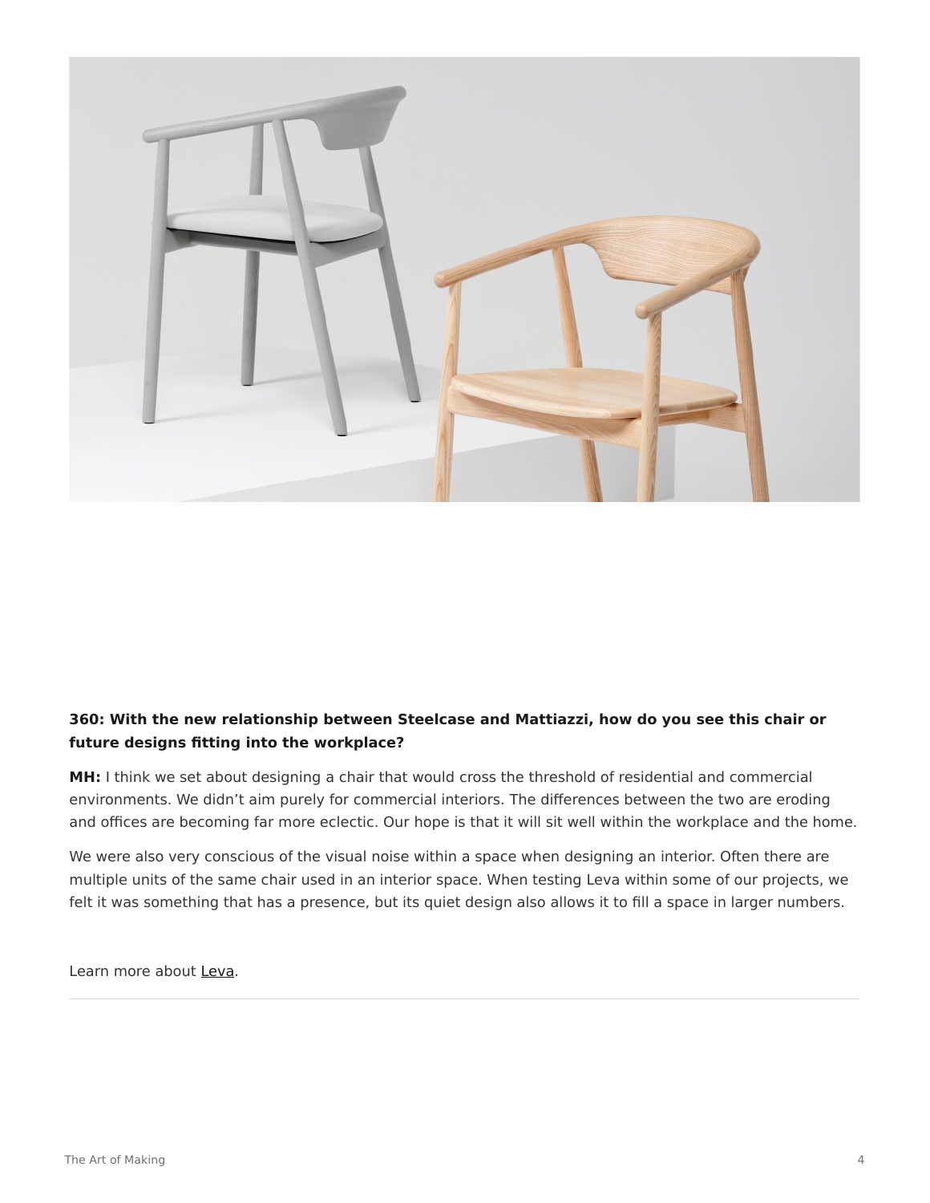**360: With the new relationship between Steelcase and Mattiazzi, how do you see this chair or future designs fitting into the workplace?**

**MH:** I think we set about designing a chair that would cross the threshold of residential and commercial environments. We didn't aim purely for commercial interiors. The differences between the two are eroding and offices are becoming far more eclectic. Our hope is that it will sit well within the workplace and the home.

We were also very conscious of the visual noise within a space when designing an interior. Often there are multiple units of the same chair used in an interior space. When testing Leva within some of our projects, we felt it was something that has a presence, but its quiet design also allows it to fill a space in larger numbers.

Learn more about Leva.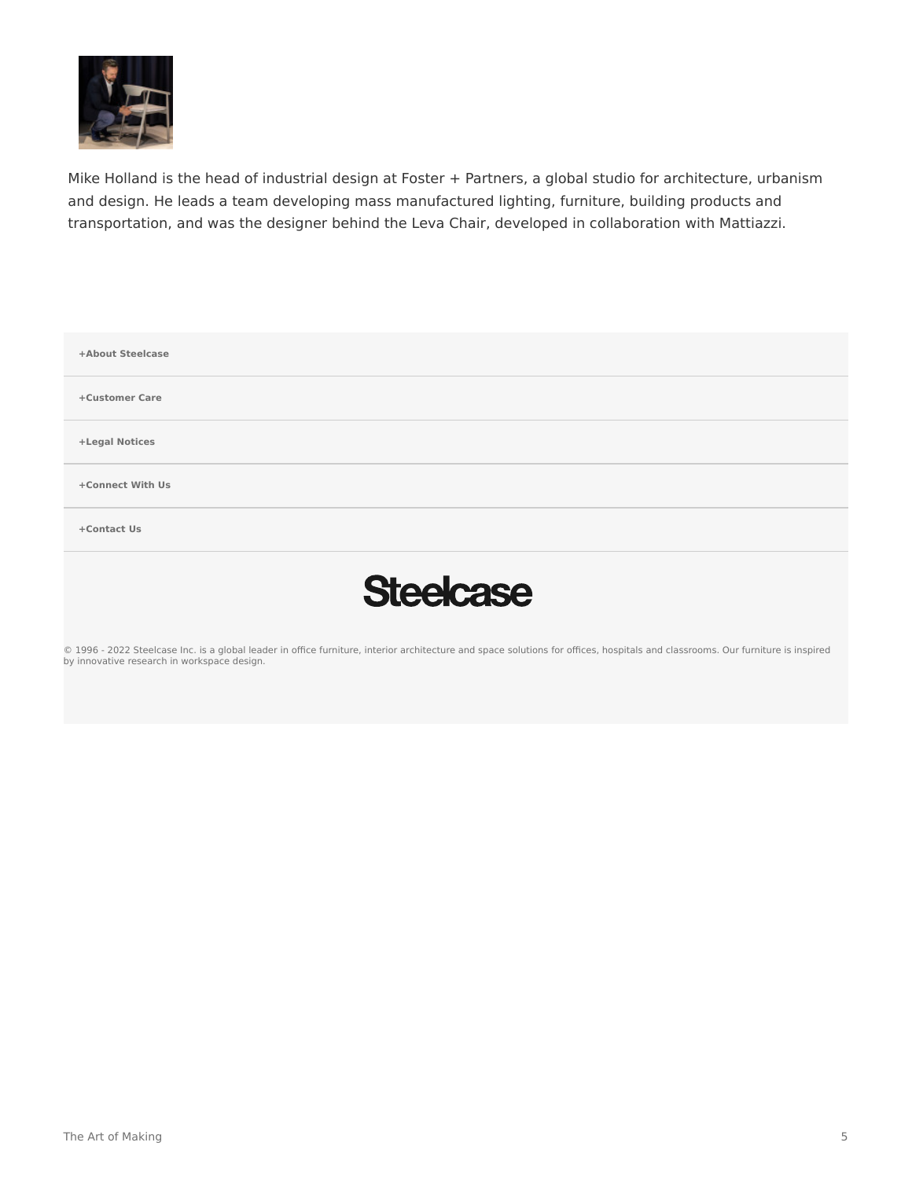Mike Holland is the head of industrial design at Foster + Partners, a global studio for architecture, urbanism and design. He leads a team developing mass manufactured lighting, furniture, building products and transportation, and was the designer behind the Leva Chair, developed in collaboration with Mattiazzi.

+About Steelcase

+Customer Care

+Legal Notices

+Connect With Us

+Contact Us

Steelcase

© 1996 - 2022 Steelcase Inc. is a global leader in office furniture, interior architecture and space solutions for offices, hospitals and classrooms. Our furniture is inspired by innovative research in workspace design.